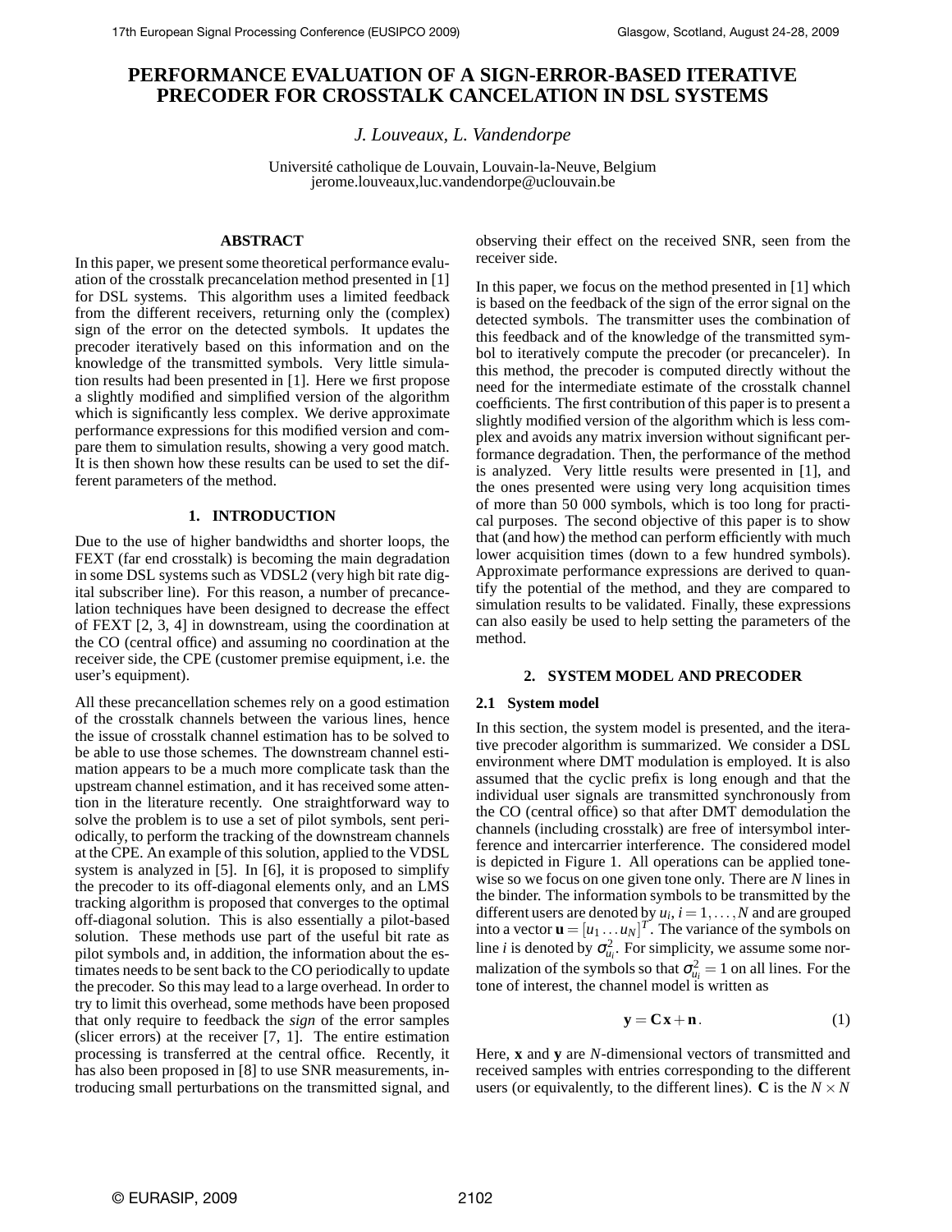# PERFORMANCE EVALUATION OF A SIGN-ERROR-BASED ITERATIVE PRECODER FOR CROSSTALK CANCELATION IN DSL SYSTEMS

*J. Louveaux, L. Vandendorpe*

Université catholique de Louvain, Louvain-la-Neuve, Belgium
jerome.louveaux,luc.vandendorpe@uclouvain.be

## ABSTRACT

In this paper, we present some theoretical performance evaluation of the crosstalk precancelation method presented in [1] for DSL systems. This algorithm uses a limited feedback from the different receivers, returning only the (complex) sign of the error on the detected symbols. It updates the precoder iteratively based on this information and on the knowledge of the transmitted symbols. Very little simulation results had been presented in [1]. Here we first propose a slightly modified and simplified version of the algorithm which is significantly less complex. We derive approximate performance expressions for this modified version and compare them to simulation results, showing a very good match. It is then shown how these results can be used to set the different parameters of the method.

## 1. INTRODUCTION

Due to the use of higher bandwidths and shorter loops, the FEXT (far end crosstalk) is becoming the main degradation in some DSL systems such as VDSL2 (very high bit rate digital subscriber line). For this reason, a number of precancelation techniques have been designed to decrease the effect of FEXT [2, 3, 4] in downstream, using the coordination at the CO (central office) and assuming no coordination at the receiver side, the CPE (customer premise equipment, i.e. the user's equipment).

All these precancellation schemes rely on a good estimation of the crosstalk channels between the various lines, hence the issue of crosstalk channel estimation has to be solved to be able to use those schemes. The downstream channel estimation appears to be a much more complicate task than the upstream channel estimation, and it has received some attention in the literature recently. One straightforward way to solve the problem is to use a set of pilot symbols, sent periodically, to perform the tracking of the downstream channels at the CPE. An example of this solution, applied to the VDSL system is analyzed in [5]. In [6], it is proposed to simplify the precoder to its off-diagonal elements only, and an LMS tracking algorithm is proposed that converges to the optimal off-diagonal solution. This is also essentially a pilot-based solution. These methods use part of the useful bit rate as pilot symbols and, in addition, the information about the estimates needs to be sent back to the CO periodically to update the precoder. So this may lead to a large overhead. In order to try to limit this overhead, some methods have been proposed that only require to feedback the *sign* of the error samples (slicer errors) at the receiver [7, 1]. The entire estimation processing is transferred at the central office. Recently, it has also been proposed in [8] to use SNR measurements, introducing small perturbations on the transmitted signal, and observing their effect on the received SNR, seen from the receiver side.

In this paper, we focus on the method presented in [1] which is based on the feedback of the sign of the error signal on the detected symbols. The transmitter uses the combination of this feedback and of the knowledge of the transmitted symbol to iteratively compute the precoder (or precanceler). In this method, the precoder is computed directly without the need for the intermediate estimate of the crosstalk channel coefficients. The first contribution of this paper is to present a slightly modified version of the algorithm which is less complex and avoids any matrix inversion without significant performance degradation. Then, the performance of the method is analyzed. Very little results were presented in [1], and the ones presented were using very long acquisition times of more than 50 000 symbols, which is too long for practical purposes. The second objective of this paper is to show that (and how) the method can perform efficiently with much lower acquisition times (down to a few hundred symbols). Approximate performance expressions are derived to quantify the potential of the method, and they are compared to simulation results to be validated. Finally, these expressions can also easily be used to help setting the parameters of the method.

## 2. SYSTEM MODEL AND PRECODER

### 2.1 System model

In this section, the system model is presented, and the iterative precoder algorithm is summarized. We consider a DSL environment where DMT modulation is employed. It is also assumed that the cyclic prefix is long enough and that the individual user signals are transmitted synchronously from the CO (central office) so that after DMT demodulation the channels (including crosstalk) are free of intersymbol interference and intercarrier interference. The considered model is depicted in Figure 1. All operations can be applied tonewise so we focus on one given tone only. There are $N$ lines in the binder. The information symbols to be transmitted by the different users are denoted by $u_i, i = 1, \ldots, N$ and are grouped into a vector $\mathbf{u} = [u_1 \ldots u_N]^T$. The variance of the symbols on line $i$ is denoted by $\sigma_{u_i}^2$. For simplicity, we assume some normalization of the symbols so that $\sigma_{u_i}^2 = 1$ on all lines. For the tone of interest, the channel model is written as

$$\mathbf{y} = \mathbf{C}\,\mathbf{x} + \mathbf{n}. \tag{1}$$

Here, $\mathbf{x}$ and $\mathbf{y}$ are $N$-dimensional vectors of transmitted and received samples with entries corresponding to the different users (or equivalently, to the different lines). $\mathbf{C}$ is the $N \times N$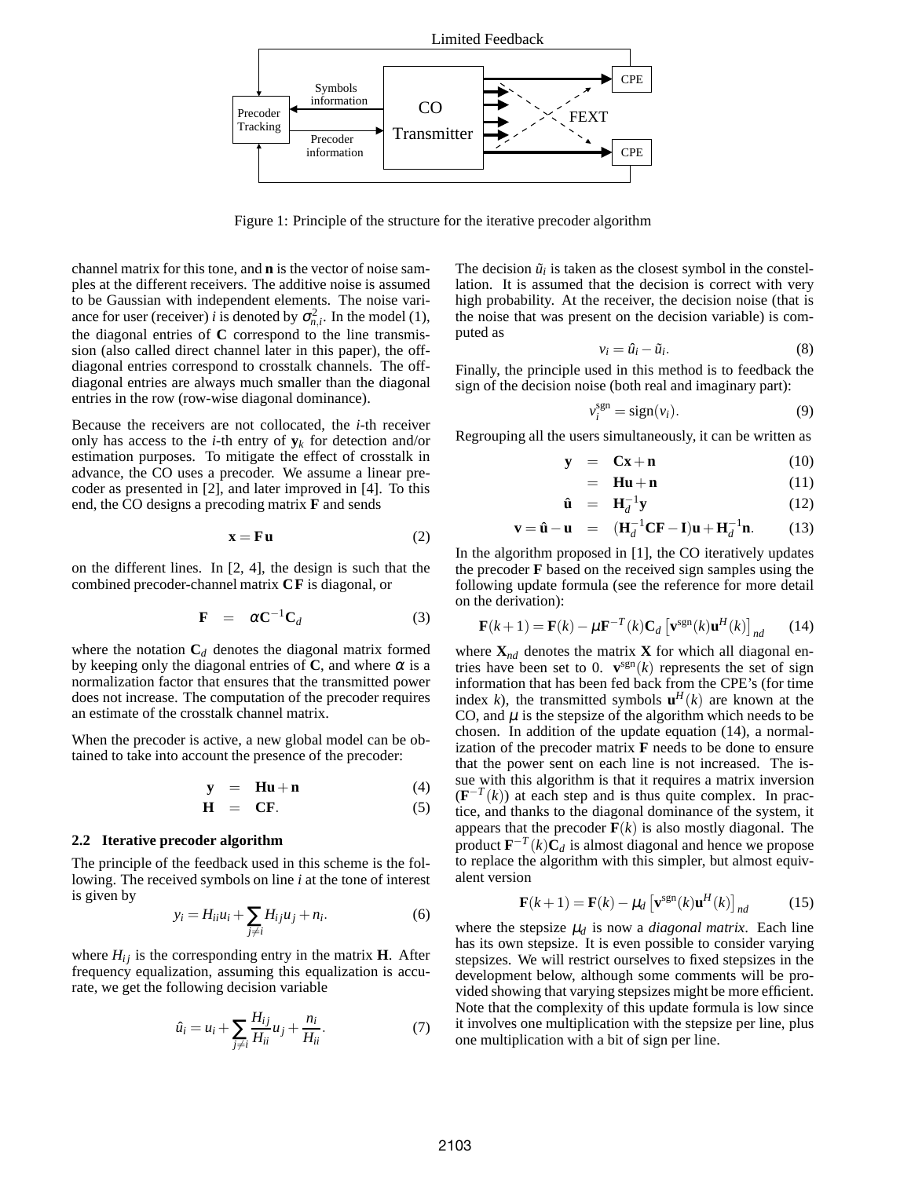Limited Feedback

Symbols information

Precoder Tracking

CO Transmitter

Precoder information

CPE

FEXT

CPE

Figure 1: Principle of the structure for the iterative precoder algorithm

channel matrix for this tone, and $\mathbf{n}$ is the vector of noise samples at the different receivers. The additive noise is assumed to be Gaussian with independent elements. The noise variance for user (receiver) $i$ is denoted by $\sigma^2_{n,i}$. In the model (1), the diagonal entries of $\mathbf{C}$ correspond to the line transmission (also called direct channel later in this paper), the off-diagonal entries correspond to crosstalk channels. The off-diagonal entries are always much smaller than the diagonal entries in the row (row-wise diagonal dominance).

Because the receivers are not collocated, the $i$-th receiver only has access to the $i$-th entry of $\mathbf{y}_k$ for detection and/or estimation purposes. To mitigate the effect of crosstalk in advance, the CO uses a precoder. We assume a linear precoder as presented in [2], and later improved in [4]. To this end, the CO designs a precoding matrix $\mathbf{F}$ and sends

$$\mathbf{x} = \mathbf{F}\,\mathbf{u} \tag{2}$$

on the different lines. In [2, 4], the design is such that the combined precoder-channel matrix $\mathbf{C}\mathbf{F}$ is diagonal, or

$$\mathbf{F} = \alpha \mathbf{C}^{-1}\mathbf{C}_d \tag{3}$$

where the notation $\mathbf{C}_d$ denotes the diagonal matrix formed by keeping only the diagonal entries of $\mathbf{C}$, and where $\alpha$ is a normalization factor that ensures that the transmitted power does not increase. The computation of the precoder requires an estimate of the crosstalk channel matrix.

When the precoder is active, a new global model can be obtained to take into account the presence of the precoder:

$$\mathbf{y} = \mathbf{H}\mathbf{u} + \mathbf{n} \tag{4}$$

$$\mathbf{H} = \mathbf{C}\mathbf{F}. \tag{5}$$

### 2.2 Iterative precoder algorithm

The principle of the feedback used in this scheme is the following. The received symbols on line $i$ at the tone of interest is given by

$$y_i = H_{ii}u_i + \sum_{j\neq i} H_{ij}u_j + n_i. \tag{6}$$

where $H_{ij}$ is the corresponding entry in the matrix $\mathbf{H}$. After frequency equalization, assuming this equalization is accurate, we get the following decision variable

$$\hat{u}_i = u_i + \sum_{j\neq i} \frac{H_{ij}}{H_{ii}}u_j + \frac{n_i}{H_{ii}}. \tag{7}$$

The decision $\tilde{u}_i$ is taken as the closest symbol in the constellation. It is assumed that the decision is correct with very high probability. At the receiver, the decision noise (that is the noise that was present on the decision variable) is computed as

$$v_i = \hat{u}_i - \tilde{u}_i. \tag{8}$$

Finally, the principle used in this method is to feedback the sign of the decision noise (both real and imaginary part):

$$v_i^{\text{sgn}} = \text{sign}(v_i). \tag{9}$$

Regrouping all the users simultaneously, it can be written as

$$\mathbf{y} = \mathbf{C}\mathbf{x} + \mathbf{n} \tag{10}$$

$$= \mathbf{H}\mathbf{u} + \mathbf{n} \tag{11}$$

$$\hat{\mathbf{u}} = \mathbf{H}_d^{-1}\mathbf{y} \tag{12}$$

$$\mathbf{v} = \hat{\mathbf{u}} - \mathbf{u} = (\mathbf{H}_d^{-1}\mathbf{C}\mathbf{F} - \mathbf{I})\mathbf{u} + \mathbf{H}_d^{-1}\mathbf{n}. \tag{13}$$

In the algorithm proposed in [1], the CO iteratively updates the precoder $\mathbf{F}$ based on the received sign samples using the following update formula (see the reference for more detail on the derivation):

$$\mathbf{F}(k+1) = \mathbf{F}(k) - \mu \mathbf{F}^{-T}(k)\mathbf{C}_d\left[\mathbf{v}^{\text{sgn}}(k)\mathbf{u}^H(k)\right]_{nd} \tag{14}$$

where $\mathbf{X}_{nd}$ denotes the matrix $\mathbf{X}$ for which all diagonal entries have been set to 0. $\mathbf{v}^{\text{sgn}}(k)$ represents the set of sign information that has been fed back from the CPE's (for time index $k$), the transmitted symbols $\mathbf{u}^H(k)$ are known at the CO, and $\mu$ is the stepsize of the algorithm which needs to be chosen. In addition of the update equation (14), a normalization of the precoder matrix $\mathbf{F}$ needs to be done to ensure that the power sent on each line is not increased. The issue with this algorithm is that it requires a matrix inversion ($\mathbf{F}^{-T}(k)$) at each step and is thus quite complex. In practice, and thanks to the diagonal dominance of the system, it appears that the precoder $\mathbf{F}(k)$ is also mostly diagonal. The product $\mathbf{F}^{-T}(k)\mathbf{C}_d$ is almost diagonal and hence we propose to replace the algorithm with this simpler, but almost equivalent version

$$\mathbf{F}(k+1) = \mathbf{F}(k) - \mu_d\left[\mathbf{v}^{\text{sgn}}(k)\mathbf{u}^H(k)\right]_{nd} \tag{15}$$

where the stepsize $\mu_d$ is now a *diagonal matrix*. Each line has its own stepsize. It is even possible to consider varying stepsizes. We will restrict ourselves to fixed stepsizes in the development below, although some comments will be provided showing that varying stepsizes might be more efficient. Note that the complexity of this update formula is low since it involves one multiplication with the stepsize per line, plus one multiplication with a bit of sign per line.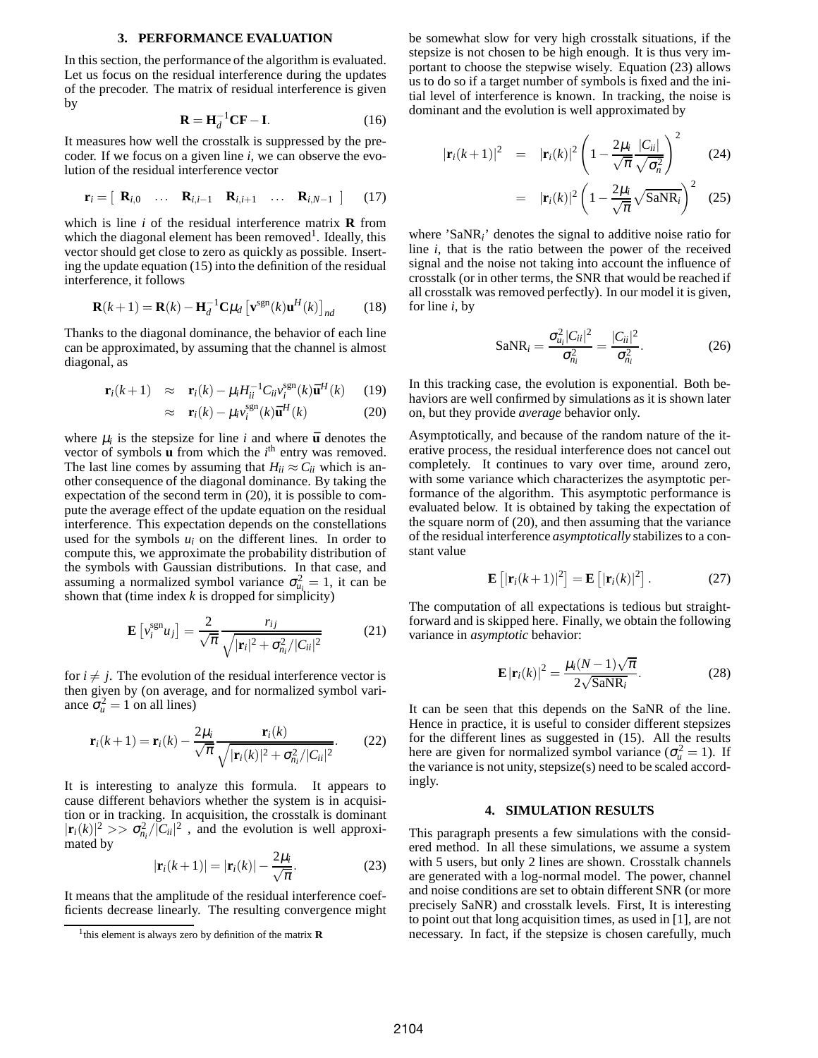## 3. PERFORMANCE EVALUATION

In this section, the performance of the algorithm is evaluated. Let us focus on the residual interference during the updates of the precoder. The matrix of residual interference is given by

$$\mathbf{R} = \mathbf{H}_d^{-1}\mathbf{C}\mathbf{F} - \mathbf{I}. \tag{16}$$

It measures how well the crosstalk is suppressed by the precoder. If we focus on a given line $i$, we can observe the evolution of the residual interference vector

$$\mathbf{r}_i = \begin{bmatrix} \mathbf{R}_{i,0} & \dots & \mathbf{R}_{i,i-1} & \mathbf{R}_{i,i+1} & \dots & \mathbf{R}_{i,N-1} \end{bmatrix} \tag{17}$$

which is line $i$ of the residual interference matrix $\mathbf{R}$ from which the diagonal element has been removed[1]. Ideally, this vector should get close to zero as quickly as possible. Inserting the update equation (15) into the definition of the residual interference, it follows

$$\mathbf{R}(k+1) = \mathbf{R}(k) - \mathbf{H}_d^{-1}\mathbf{C}\mu_d \left[\mathbf{v}^{\text{sgn}}(k)\mathbf{u}^H(k)\right]_{nd} \tag{18}$$

Thanks to the diagonal dominance, the behavior of each line can be approximated, by assuming that the channel is almost diagonal, as

$$\begin{aligned} \mathbf{r}_i(k+1) &\approx \mathbf{r}_i(k) - \mu_i H_{ii}^{-1} C_{ii} v_i^{\text{sgn}}(k)\bar{\mathbf{u}}^H(k) & (19)\\ &\approx \mathbf{r}_i(k) - \mu_i v_i^{\text{sgn}}(k)\bar{\mathbf{u}}^H(k) & (20)\end{aligned}$$

where $\mu_i$ is the stepsize for line $i$ and where $\bar{\mathbf{u}}$ denotes the vector of symbols $\mathbf{u}$ from which the $i^{\text{th}}$ entry was removed. The last line comes by assuming that $H_{ii} \approx C_{ii}$ which is another consequence of the diagonal dominance. By taking the expectation of the second term in (20), it is possible to compute the average effect of the update equation on the residual interference. This expectation depends on the constellations used for the symbols $u_i$ on the different lines. In order to compute this, we approximate the probability distribution of the symbols with Gaussian distributions. In that case, and assuming a normalized symbol variance $\sigma_{u_i}^2 = 1$, it can be shown that (time index $k$ is dropped for simplicity)

$$\mathbf{E}\left[v_i^{\text{sgn}} u_j\right] = \frac{2}{\sqrt{\pi}} \frac{r_{ij}}{\sqrt{|\mathbf{r}_i|^2 + \sigma_{n_i}^2/|C_{ii}|^2}} \tag{21}$$

for $i \neq j$. The evolution of the residual interference vector is then given by (on average, and for normalized symbol variance $\sigma_u^2 = 1$ on all lines)

$$\mathbf{r}_i(k+1) = \mathbf{r}_i(k) - \frac{2\mu_i}{\sqrt{\pi}} \frac{\mathbf{r}_i(k)}{\sqrt{|\mathbf{r}_i(k)|^2 + \sigma_{n_i}^2/|C_{ii}|^2}}. \tag{22}$$

It is interesting to analyze this formula. It appears to cause different behaviors whether the system is in acquisition or in tracking. In acquisition, the crosstalk is dominant $|\mathbf{r}_i(k)|^2 >> \sigma_{n_i}^2/|C_{ii}|^2$ , and the evolution is well approximated by

$$|\mathbf{r}_i(k+1)| = |\mathbf{r}_i(k)| - \frac{2\mu_i}{\sqrt{\pi}}. \tag{23}$$

It means that the amplitude of the residual interference coefficients decrease linearly. The resulting convergence might be somewhat slow for very high crosstalk situations, if the stepsize is not chosen to be high enough. It is thus very important to choose the stepwise wisely. Equation (23) allows us to do so if a target number of symbols is fixed and the initial level of interference is known. In tracking, the noise is dominant and the evolution is well approximated by

$$\begin{aligned} |\mathbf{r}_i(k+1)|^2 &= |\mathbf{r}_i(k)|^2 \left(1 - \frac{2\mu_i}{\sqrt{\pi}} \frac{|C_{ii}|}{\sqrt{\sigma_n^2}}\right)^2 & (24)\\ &= |\mathbf{r}_i(k)|^2 \left(1 - \frac{2\mu_i}{\sqrt{\pi}} \sqrt{\text{SaNR}_i}\right)^2 & (25)\end{aligned}$$

where 'SaNR$_i$' denotes the signal to additive noise ratio for line $i$, that is the ratio between the power of the received signal and the noise not taking into account the influence of crosstalk (or in other terms, the SNR that would be reached if all crosstalk was removed perfectly). In our model it is given, for line $i$, by

$$\text{SaNR}_i = \frac{\sigma_{u_i}^2 |C_{ii}|^2}{\sigma_{n_i}^2} = \frac{|C_{ii}|^2}{\sigma_{n_i}^2}. \tag{26}$$

In this tracking case, the evolution is exponential. Both behaviors are well confirmed by simulations as it is shown later on, but they provide *average* behavior only.

Asymptotically, and because of the random nature of the iterative process, the residual interference does not cancel out completely. It continues to vary over time, around zero, with some variance which characterizes the asymptotic performance of the algorithm. This asymptotic performance is evaluated below. It is obtained by taking the expectation of the square norm of (20), and then assuming that the variance of the residual interference *asymptotically* stabilizes to a constant value

$$\mathbf{E}\left[|\mathbf{r}_i(k+1)|^2\right] = \mathbf{E}\left[|\mathbf{r}_i(k)|^2\right]. \tag{27}$$

The computation of all expectations is tedious but straightforward and is skipped here. Finally, we obtain the following variance in *asymptotic* behavior:

$$\mathbf{E}\,|\mathbf{r}_i(k)|^2 = \frac{\mu_i(N-1)\sqrt{\pi}}{2\sqrt{\text{SaNR}_i}}. \tag{28}$$

It can be seen that this depends on the SaNR of the line. Hence in practice, it is useful to consider different stepsizes for the different lines as suggested in (15). All the results here are given for normalized symbol variance ($\sigma_u^2 = 1$). If the variance is not unity, stepsize(s) need to be scaled accordingly.

## 4. SIMULATION RESULTS

This paragraph presents a few simulations with the considered method. In all these simulations, we assume a system with 5 users, but only 2 lines are shown. Crosstalk channels are generated with a log-normal model. The power, channel and noise conditions are set to obtain different SNR (or more precisely SaNR) and crosstalk levels. First, It is interesting to point out that long acquisition times, as used in [1], are not necessary. In fact, if the stepsize is chosen carefully, much

[1] this element is always zero by definition of the matrix $\mathbf{R}$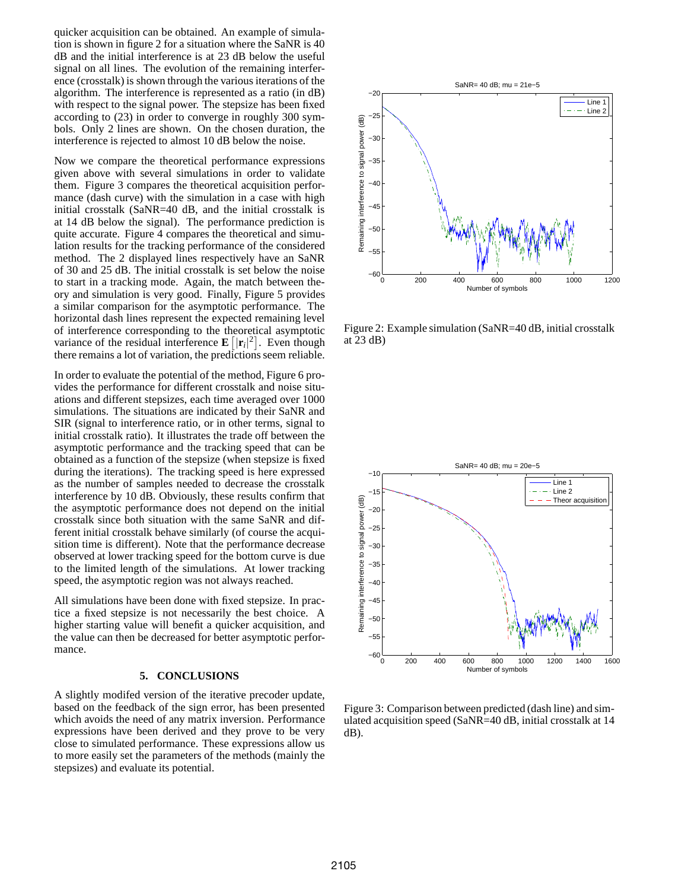quicker acquisition can be obtained. An example of simulation is shown in figure 2 for a situation where the SaNR is 40 dB and the initial interference is at 23 dB below the useful signal on all lines. The evolution of the remaining interference (crosstalk) is shown through the various iterations of the algorithm. The interference is represented as a ratio (in dB) with respect to the signal power. The stepsize has been fixed according to (23) in order to converge in roughly 300 symbols. Only 2 lines are shown. On the chosen duration, the interference is rejected to almost 10 dB below the noise.

Now we compare the theoretical performance expressions given above with several simulations in order to validate them. Figure 3 compares the theoretical acquisition performance (dash curve) with the simulation in a case with high initial crosstalk (SaNR=40 dB, and the initial crosstalk is at 14 dB below the signal). The performance prediction is quite accurate. Figure 4 compares the theoretical and simulation results for the tracking performance of the considered method. The 2 displayed lines respectively have an SaNR of 30 and 25 dB. The initial crosstalk is set below the noise to start in a tracking mode. Again, the match between theory and simulation is very good. Finally, Figure 5 provides a similar comparison for the asymptotic performance. The horizontal dash lines represent the expected remaining level of interference corresponding to the theoretical asymptotic variance of the residual interference $\mathbf{E}\left[|\mathbf{r}_i|^2\right]$. Even though there remains a lot of variation, the predictions seem reliable.

In order to evaluate the potential of the method, Figure 6 provides the performance for different crosstalk and noise situations and different stepsizes, each time averaged over 1000 simulations. The situations are indicated by their SaNR and SIR (signal to interference ratio, or in other terms, signal to initial crosstalk ratio). It illustrates the trade off between the asymptotic performance and the tracking speed that can be obtained as a function of the stepsize (when stepsize is fixed during the iterations). The tracking speed is here expressed as the number of samples needed to decrease the crosstalk interference by 10 dB. Obviously, these results confirm that the asymptotic performance does not depend on the initial crosstalk since both situation with the same SaNR and different initial crosstalk behave similarly (of course the acquisition time is different). Note that the performance decrease observed at lower tracking speed for the bottom curve is due to the limited length of the simulations. At lower tracking speed, the asymptotic region was not always reached.

All simulations have been done with fixed stepsize. In practice a fixed stepsize is not necessarily the best choice. A higher starting value will benefit a quicker acquisition, and the value can then be decreased for better asymptotic performance.

## 5. CONCLUSIONS

A slightly modifed version of the iterative precoder update, based on the feedback of the sign error, has been presented which avoids the need of any matrix inversion. Performance expressions have been derived and they prove to be very close to simulated performance. These expressions allow us to more easily set the parameters of the methods (mainly the stepsizes) and evaluate its potential.

Figure 2: Example simulation (SaNR=40 dB, initial crosstalk at 23 dB)

Figure 3: Comparison between predicted (dash line) and simulated acquisition speed (SaNR=40 dB, initial crosstalk at 14 dB).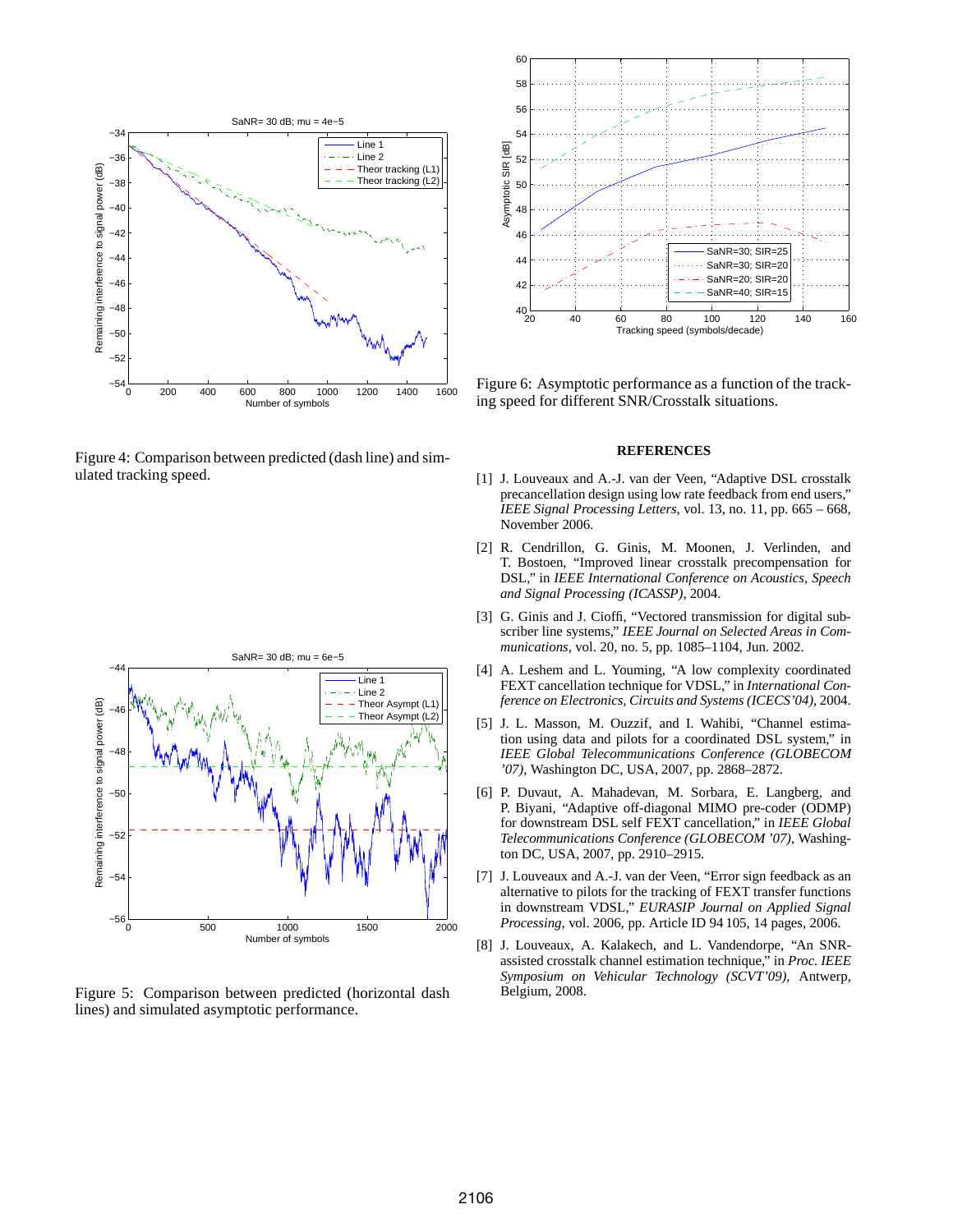SaNR= 30 dB; mu = 4e−5

Remaining interference to signal power (dB)

−34
−36
−38
−40
−42
−44
−46
−48
−50
−52
−54

0 200 400 600 800 1000 1200 1400 1600

Number of symbols

Line 1
Line 2
Theor tracking (L1)
Theor tracking (L2)

Figure 4: Comparison between predicted (dash line) and simulated tracking speed.

SaNR= 30 dB; mu = 6e−5

Remaining interference to signal power (dB)

−44
−46
−48
−50
−52
−54
−56

0 500 1000 1500 2000

Number of symbols

Line 1
Line 2
Theor Asympt (L1)
Theor Asympt (L2)

Figure 5: Comparison between predicted (horizontal dash lines) and simulated asymptotic performance.

Asymptotic SIR [dB]

60
58
56
54
52
50
48
46
44
42
40

20 40 60 80 100 120 140 160

Tracking speed (symbols/decade)

SaNR=30; SIR=25
SaNR=30; SIR=20
SaNR=20; SIR=20
SaNR=40; SIR=15

Figure 6: Asymptotic performance as a function of the tracking speed for different SNR/Crosstalk situations.

## REFERENCES

[1] J. Louveaux and A.-J. van der Veen, "Adaptive DSL crosstalk precancellation design using low rate feedback from end users," *IEEE Signal Processing Letters*, vol. 13, no. 11, pp. 665 – 668, November 2006.

[2] R. Cendrillon, G. Ginis, M. Moonen, J. Verlinden, and T. Bostoen, "Improved linear crosstalk precompensation for DSL," in *IEEE International Conference on Acoustics, Speech and Signal Processing (ICASSP)*, 2004.

[3] G. Ginis and J. Cioffi, "Vectored transmission for digital subscriber line systems," *IEEE Journal on Selected Areas in Communications*, vol. 20, no. 5, pp. 1085–1104, Jun. 2002.

[4] A. Leshem and L. Youming, "A low complexity coordinated FEXT cancellation technique for VDSL," in *International Conference on Electronics, Circuits and Systems (ICECS'04)*, 2004.

[5] J. L. Masson, M. Ouzzif, and I. Wahibi, "Channel estimation using data and pilots for a coordinated DSL system," in *IEEE Global Telecommunications Conference (GLOBECOM '07)*, Washington DC, USA, 2007, pp. 2868–2872.

[6] P. Duvaut, A. Mahadevan, M. Sorbara, E. Langberg, and P. Biyani, "Adaptive off-diagonal MIMO pre-coder (ODMP) for downstream DSL self FEXT cancellation," in *IEEE Global Telecommunications Conference (GLOBECOM '07)*, Washington DC, USA, 2007, pp. 2910–2915.

[7] J. Louveaux and A.-J. van der Veen, "Error sign feedback as an alternative to pilots for the tracking of FEXT transfer functions in downstream VDSL," *EURASIP Journal on Applied Signal Processing*, vol. 2006, pp. Article ID 94 105, 14 pages, 2006.

[8] J. Louveaux, A. Kalakech, and L. Vandendorpe, "An SNR-assisted crosstalk channel estimation technique," in *Proc. IEEE Symposium on Vehicular Technology (SCVT'09)*, Antwerp, Belgium, 2008.